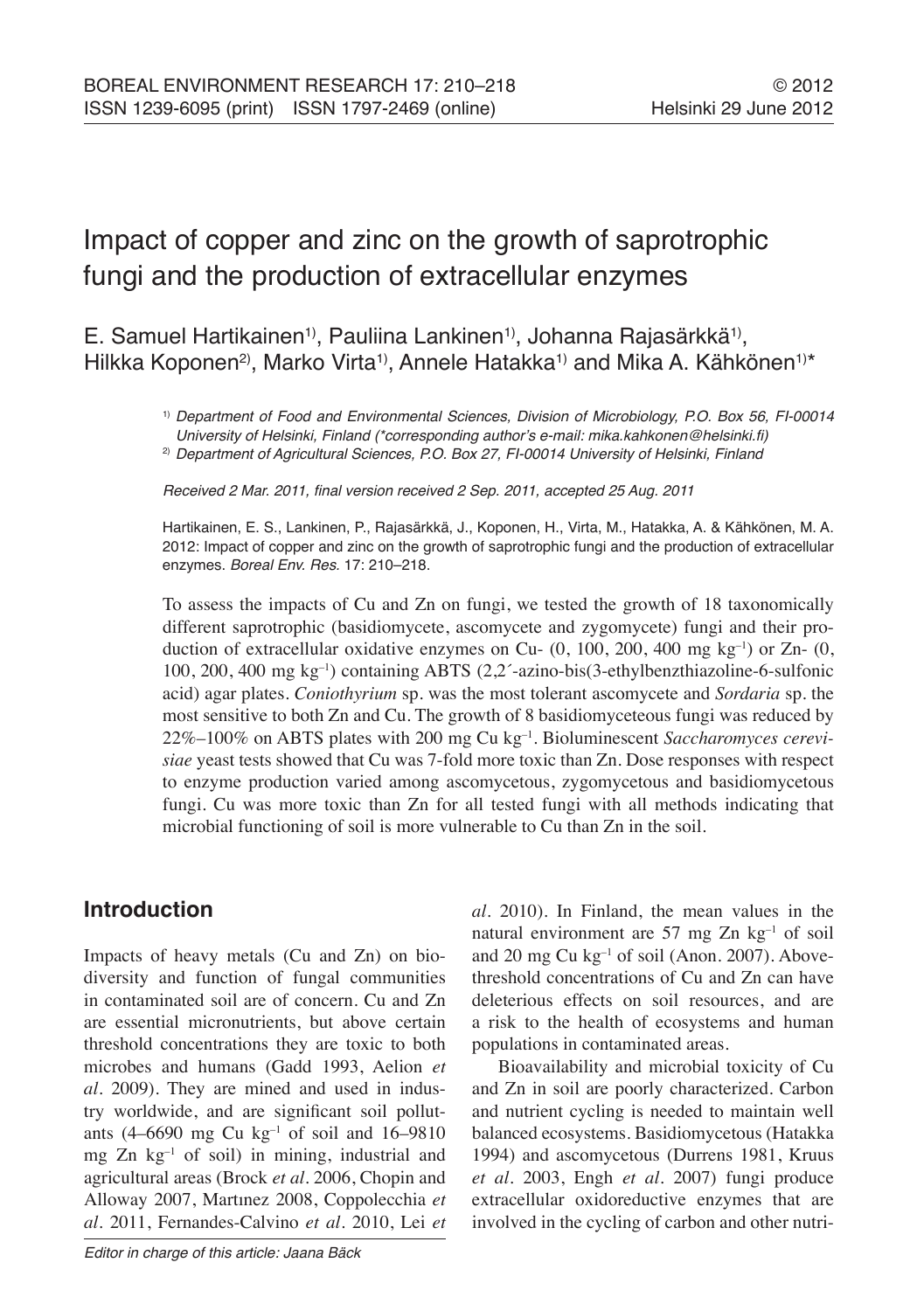# Impact of copper and zinc on the growth of saprotrophic fungi and the production of extracellular enzymes

E. Samuel Hartikainen[1)], Pauliina Lankinen[1)], Johanna Rajasärkkä[1)], Hilkka Koponen[2)], Marko Virta[1)], Annele Hatakka[1)] and Mika A. Kähkönen[1)*]

[1)] *Department of Food and Environmental Sciences, Division of Microbiology, P.O. Box 56, FI-00014 University of Helsinki, Finland (*corresponding author's e-mail: mika.kahkonen@helsinki.fi)*

[2)] *Department of Agricultural Sciences, P.O. Box 27, FI-00014 University of Helsinki, Finland*

*Received 2 Mar. 2011, final version received 2 Sep. 2011, accepted 25 Aug. 2011*

Hartikainen, E. S., Lankinen, P., Rajasärkkä, J., Koponen, H., Virta, M., Hatakka, A. & Kähkönen, M. A. 2012: Impact of copper and zinc on the growth of saprotrophic fungi and the production of extracellular enzymes. *Boreal Env. Res.* 17: 210–218.

To assess the impacts of Cu and Zn on fungi, we tested the growth of 18 taxonomically different saprotrophic (basidiomycete, ascomycete and zygomycete) fungi and their production of extracellular oxidative enzymes on Cu- (0, 100, 200, 400 mg $kg^{-1}$) or Zn- (0, 100, 200, 400 mg $kg^{-1}$) containing ABTS (2,2´-azino-bis(3-ethylbenzthiazoline-6-sulfonic acid) agar plates. *Coniothyrium* sp. was the most tolerant ascomycete and *Sordaria* sp. the most sensitive to both Zn and Cu. The growth of 8 basidiomyceteous fungi was reduced by 22%–100% on ABTS plates with 200 mg Cu $kg^{-1}$. Bioluminescent *Saccharomyces cerevisiae* yeast tests showed that Cu was 7-fold more toxic than Zn. Dose responses with respect to enzyme production varied among ascomycetous, zygomycetous and basidiomycetous fungi. Cu was more toxic than Zn for all tested fungi with all methods indicating that microbial functioning of soil is more vulnerable to Cu than Zn in the soil.

## Introduction

Impacts of heavy metals (Cu and Zn) on biodiversity and function of fungal communities in contaminated soil are of concern. Cu and Zn are essential micronutrients, but above certain threshold concentrations they are toxic to both microbes and humans (Gadd 1993, Aelion *et al*. 2009). They are mined and used in industry worldwide, and are significant soil pollutants (4–6690 mg Cu $kg^{-1}$ of soil and 16–9810 mg Zn $kg^{-1}$ of soil) in mining, industrial and agricultural areas (Brock *et al*. 2006, Chopin and Alloway 2007, Martınez 2008, Coppolecchia *et al*. 2011, Fernandes-Calvino *et al*. 2010, Lei *et al*. 2010). In Finland, the mean values in the natural environment are 57 mg Zn $kg^{-1}$ of soil and 20 mg Cu $kg^{-1}$ of soil (Anon. 2007). Above-threshold concentrations of Cu and Zn can have deleterious effects on soil resources, and are a risk to the health of ecosystems and human populations in contaminated areas.

Bioavailability and microbial toxicity of Cu and Zn in soil are poorly characterized. Carbon and nutrient cycling is needed to maintain well balanced ecosystems. Basidiomycetous (Hatakka 1994) and ascomycetous (Durrens 1981, Kruus *et al*. 2003, Engh *et al*. 2007) fungi produce extracellular oxidoreductive enzymes that are involved in the cycling of carbon and other nutri-

Editor in charge of this article: Jaana Bäck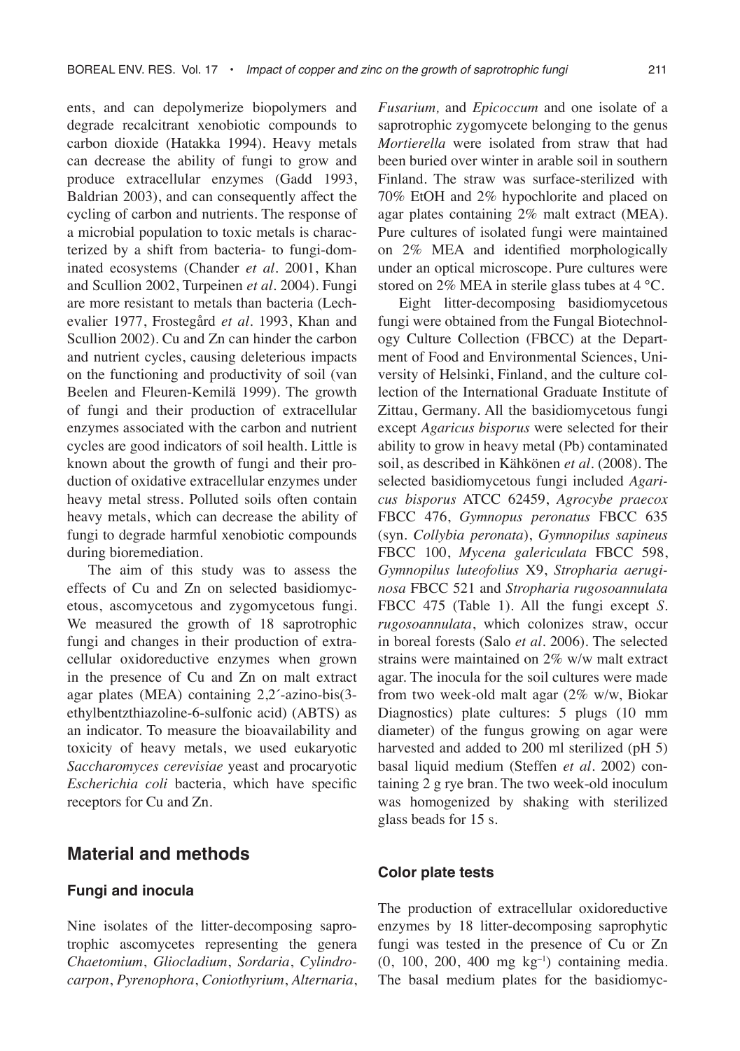ents, and can depolymerize biopolymers and degrade recalcitrant xenobiotic compounds to carbon dioxide (Hatakka 1994). Heavy metals can decrease the ability of fungi to grow and produce extracellular enzymes (Gadd 1993, Baldrian 2003), and can consequently affect the cycling of carbon and nutrients. The response of a microbial population to toxic metals is characterized by a shift from bacteria- to fungi-dominated ecosystems (Chander *et al.* 2001, Khan and Scullion 2002, Turpeinen *et al.* 2004). Fungi are more resistant to metals than bacteria (Lechevalier 1977, Frostegård *et al.* 1993, Khan and Scullion 2002). Cu and Zn can hinder the carbon and nutrient cycles, causing deleterious impacts on the functioning and productivity of soil (van Beelen and Fleuren-Kemilä 1999). The growth of fungi and their production of extracellular enzymes associated with the carbon and nutrient cycles are good indicators of soil health. Little is known about the growth of fungi and their production of oxidative extracellular enzymes under heavy metal stress. Polluted soils often contain heavy metals, which can decrease the ability of fungi to degrade harmful xenobiotic compounds during bioremediation.

The aim of this study was to assess the effects of Cu and Zn on selected basidiomycetous, ascomycetous and zygomycetous fungi. We measured the growth of 18 saprotrophic fungi and changes in their production of extracellular oxidoreductive enzymes when grown in the presence of Cu and Zn on malt extract agar plates (MEA) containing 2,2´-azino-bis(3-ethylbentzthiazoline-6-sulfonic acid) (ABTS) as an indicator. To measure the bioavailability and toxicity of heavy metals, we used eukaryotic *Saccharomyces cerevisiae* yeast and procaryotic *Escherichia coli* bacteria, which have specific receptors for Cu and Zn.

## Material and methods

### Fungi and inocula

Nine isolates of the litter-decomposing saprotrophic ascomycetes representing the genera *Chaetomium*, *Gliocladium*, *Sordaria*, *Cylindrocarpon*, *Pyrenophora*, *Coniothyrium*, *Alternaria*, *Fusarium,* and *Epicoccum* and one isolate of a saprotrophic zygomycete belonging to the genus *Mortierella* were isolated from straw that had been buried over winter in arable soil in southern Finland. The straw was surface-sterilized with 70% EtOH and 2% hypochlorite and placed on agar plates containing 2% malt extract (MEA). Pure cultures of isolated fungi were maintained on 2% MEA and identified morphologically under an optical microscope. Pure cultures were stored on 2% MEA in sterile glass tubes at 4 °C.

Eight litter-decomposing basidiomycetous fungi were obtained from the Fungal Biotechnology Culture Collection (FBCC) at the Department of Food and Environmental Sciences, University of Helsinki, Finland, and the culture collection of the International Graduate Institute of Zittau, Germany. All the basidiomycetous fungi except *Agaricus bisporus* were selected for their ability to grow in heavy metal (Pb) contaminated soil, as described in Kähkönen *et al.* (2008). The selected basidiomycetous fungi included *Agaricus bisporus* ATCC 62459, *Agrocybe praecox* FBCC 476, *Gymnopus peronatus* FBCC 635 (syn. *Collybia peronata*), *Gymnopilus sapineus* FBCC 100, *Mycena galericulata* FBCC 598, *Gymnopilus luteofolius* X9, *Stropharia aeruginosa* FBCC 521 and *Stropharia rugosoannulata* FBCC 475 (Table 1). All the fungi except *S. rugosoannulata*, which colonizes straw, occur in boreal forests (Salo *et al.* 2006). The selected strains were maintained on 2% w/w malt extract agar. The inocula for the soil cultures were made from two week-old malt agar (2% w/w, Biokar Diagnostics) plate cultures: 5 plugs (10 mm diameter) of the fungus growing on agar were harvested and added to 200 ml sterilized (pH 5) basal liquid medium (Steffen *et al.* 2002) containing 2 g rye bran. The two week-old inoculum was homogenized by shaking with sterilized glass beads for 15 s.

### Color plate tests

The production of extracellular oxidoreductive enzymes by 18 litter-decomposing saprophytic fungi was tested in the presence of Cu or Zn (0, 100, 200, 400 mg $kg^{-1}$) containing media. The basal medium plates for the basidiomyc-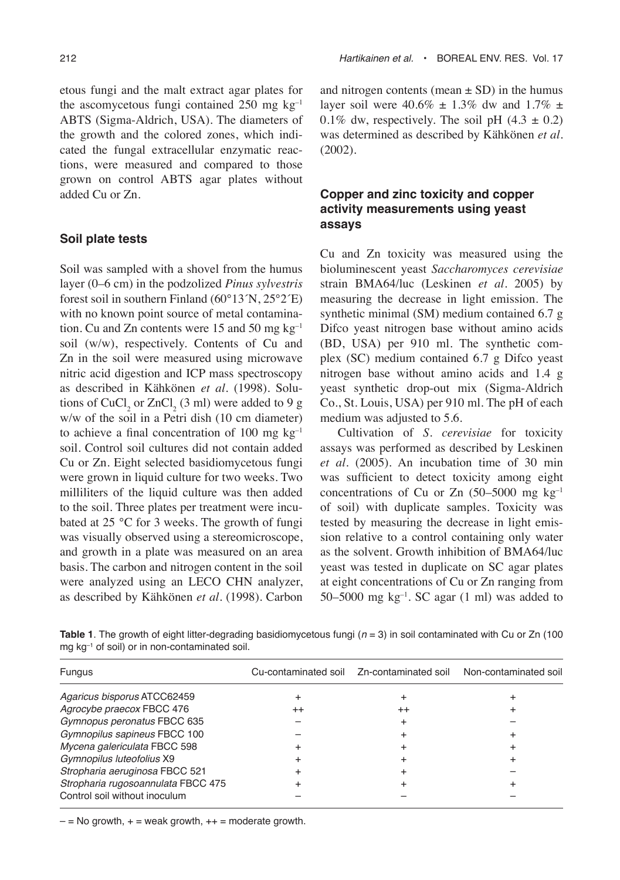etous fungi and the malt extract agar plates for the ascomycetous fungi contained 250 mg kg$^{-1}$ ABTS (Sigma-Aldrich, USA). The diameters of the growth and the colored zones, which indicated the fungal extracellular enzymatic reactions, were measured and compared to those grown on control ABTS agar plates without added Cu or Zn.

### Soil plate tests

Soil was sampled with a shovel from the humus layer (0–6 cm) in the podzolized *Pinus sylvestris* forest soil in southern Finland (60°13´N, 25°2´E) with no known point source of metal contamination. Cu and Zn contents were 15 and 50 mg kg$^{-1}$ soil (w/w), respectively. Contents of Cu and Zn in the soil were measured using microwave nitric acid digestion and ICP mass spectroscopy as described in Kähkönen *et al*. (1998). Solutions of $CuCl_2$ or $ZnCl_2$ (3 ml) were added to 9 g w/w of the soil in a Petri dish (10 cm diameter) to achieve a final concentration of 100 mg kg$^{-1}$ soil. Control soil cultures did not contain added Cu or Zn. Eight selected basidiomycetous fungi were grown in liquid culture for two weeks. Two milliliters of the liquid culture was then added to the soil. Three plates per treatment were incubated at 25 °C for 3 weeks. The growth of fungi was visually observed using a stereomicroscope, and growth in a plate was measured on an area basis. The carbon and nitrogen content in the soil were analyzed using an LECO CHN analyzer, as described by Kähkönen *et al*. (1998). Carbon and nitrogen contents (mean ± SD) in the humus layer soil were 40.6% ± 1.3% dw and 1.7% ± 0.1% dw, respectively. The soil pH (4.3 ± 0.2) was determined as described by Kähkönen *et al*. (2002).

### Copper and zinc toxicity and copper activity measurements using yeast assays

Cu and Zn toxicity was measured using the bioluminescent yeast *Saccharomyces cerevisiae* strain BMA64/luc (Leskinen *et al*. 2005) by measuring the decrease in light emission. The synthetic minimal (SM) medium contained 6.7 g Difco yeast nitrogen base without amino acids (BD, USA) per 910 ml. The synthetic complex (SC) medium contained 6.7 g Difco yeast nitrogen base without amino acids and 1.4 g yeast synthetic drop-out mix (Sigma-Aldrich Co., St. Louis, USA) per 910 ml. The pH of each medium was adjusted to 5.6.

Cultivation of *S. cerevisiae* for toxicity assays was performed as described by Leskinen *et al*. (2005). An incubation time of 30 min was sufficient to detect toxicity among eight concentrations of Cu or Zn (50–5000 mg kg$^{-1}$ of soil) with duplicate samples. Toxicity was tested by measuring the decrease in light emission relative to a control containing only water as the solvent. Growth inhibition of BMA64/luc yeast was tested in duplicate on SC agar plates at eight concentrations of Cu or Zn ranging from 50–5000 mg kg$^{-1}$. SC agar (1 ml) was added to

**Table 1**. The growth of eight litter-degrading basidiomycetous fungi ($n$ = 3) in soil contaminated with Cu or Zn (100 mg kg$^{-1}$ of soil) or in non-contaminated soil.

| Fungus | Cu-contaminated soil | Zn-contaminated soil | Non-contaminated soil |
|---|---|---|---|
| *Agaricus bisporus* ATCC62459 | + | + | + |
| *Agrocybe praecox* FBCC 476 | ++ | ++ | + |
| *Gymnopus peronatus* FBCC 635 | – | + | – |
| *Gymnopilus sapineus* FBCC 100 | – | + | + |
| *Mycena galericulata* FBCC 598 | + | + | + |
| *Gymnopilus luteofolius* X9 | + | + | + |
| *Stropharia aeruginosa* FBCC 521 | + | + | – |
| *Stropharia rugosoannulata* FBCC 475 | + | + | + |
| Control soil without inoculum | – | – | – |

– = No growth, + = weak growth, ++ = moderate growth.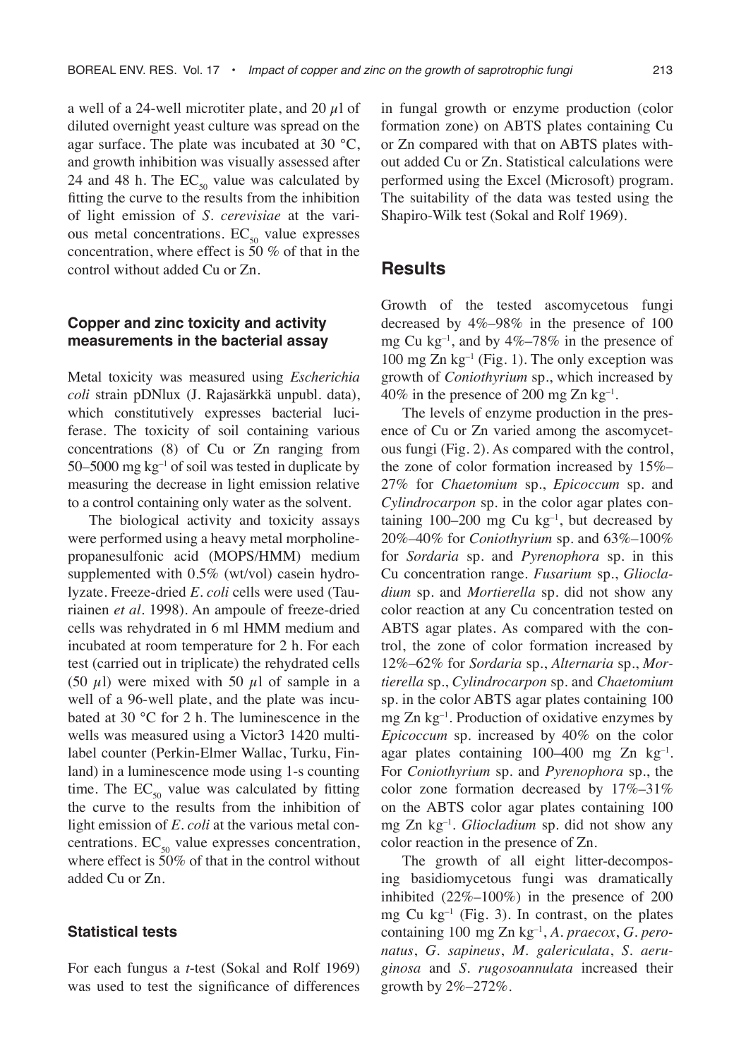a well of a 24-well microtiter plate, and 20 $\mu$l of diluted overnight yeast culture was spread on the agar surface. The plate was incubated at 30 °C, and growth inhibition was visually assessed after 24 and 48 h. The $EC_{50}$ value was calculated by fitting the curve to the results from the inhibition of light emission of *S. cerevisiae* at the various metal concentrations. $EC_{50}$ value expresses concentration, where effect is 50 % of that in the control without added Cu or Zn.

### Copper and zinc toxicity and activity measurements in the bacterial assay

Metal toxicity was measured using *Escherichia coli* strain pDNlux (J. Rajasärkkä unpubl. data), which constitutively expresses bacterial luciferase. The toxicity of soil containing various concentrations (8) of Cu or Zn ranging from 50–5000 mg $kg^{-1}$ of soil was tested in duplicate by measuring the decrease in light emission relative to a control containing only water as the solvent.

The biological activity and toxicity assays were performed using a heavy metal morpholinepropanesulfonic acid (MOPS/HMM) medium supplemented with 0.5% (wt/vol) casein hydrolyzate. Freeze-dried *E. coli* cells were used (Tauriainen *et al.* 1998). An ampoule of freeze-dried cells was rehydrated in 6 ml HMM medium and incubated at room temperature for 2 h. For each test (carried out in triplicate) the rehydrated cells (50 $\mu$l) were mixed with 50 $\mu$l of sample in a well of a 96-well plate, and the plate was incubated at 30 °C for 2 h. The luminescence in the wells was measured using a Victor3 1420 multilabel counter (Perkin-Elmer Wallac, Turku, Finland) in a luminescence mode using 1-s counting time. The $EC_{50}$ value was calculated by fitting the curve to the results from the inhibition of light emission of *E. coli* at the various metal concentrations. $EC_{50}$ value expresses concentration, where effect is 50% of that in the control without added Cu or Zn.

### Statistical tests

For each fungus a *t*-test (Sokal and Rolf 1969) was used to test the significance of differences in fungal growth or enzyme production (color formation zone) on ABTS plates containing Cu or Zn compared with that on ABTS plates without added Cu or Zn. Statistical calculations were performed using the Excel (Microsoft) program. The suitability of the data was tested using the Shapiro-Wilk test (Sokal and Rolf 1969).

## Results

Growth of the tested ascomycetous fungi decreased by 4%–98% in the presence of 100 mg Cu $kg^{-1}$, and by 4%–78% in the presence of 100 mg Zn $kg^{-1}$ (Fig. 1). The only exception was growth of *Coniothyrium* sp., which increased by 40% in the presence of 200 mg Zn $kg^{-1}$.

The levels of enzyme production in the presence of Cu or Zn varied among the ascomycetous fungi (Fig. 2). As compared with the control, the zone of color formation increased by 15%–27% for *Chaetomium* sp., *Epicoccum* sp. and *Cylindrocarpon* sp. in the color agar plates containing 100–200 mg Cu $kg^{-1}$, but decreased by 20%–40% for *Coniothyrium* sp. and 63%–100% for *Sordaria* sp. and *Pyrenophora* sp. in this Cu concentration range. *Fusarium* sp., *Gliocladium* sp. and *Mortierella* sp. did not show any color reaction at any Cu concentration tested on ABTS agar plates. As compared with the control, the zone of color formation increased by 12%–62% for *Sordaria* sp., *Alternaria* sp., *Mortierella* sp., *Cylindrocarpon* sp. and *Chaetomium* sp. in the color ABTS agar plates containing 100 mg Zn $kg^{-1}$. Production of oxidative enzymes by *Epicoccum* sp. increased by 40% on the color agar plates containing 100–400 mg Zn $kg^{-1}$. For *Coniothyrium* sp. and *Pyrenophora* sp., the color zone formation decreased by 17%–31% on the ABTS color agar plates containing 100 mg Zn $kg^{-1}$. *Gliocladium* sp. did not show any color reaction in the presence of Zn.

The growth of all eight litter-decomposing basidiomycetous fungi was dramatically inhibited (22%–100%) in the presence of 200 mg Cu $kg^{-1}$ (Fig. 3). In contrast, on the plates containing 100 mg Zn $kg^{-1}$, *A. praecox*, *G. peronatus*, *G. sapineus*, *M. galericulata*, *S. aeruginosa* and *S. rugosoannulata* increased their growth by 2%–272%.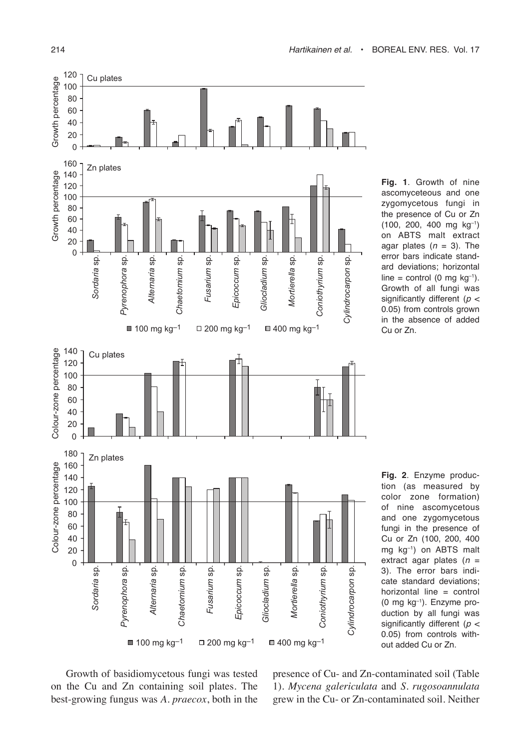**Fig. 1**. Growth of nine ascomyceteous and one zygomycetous fungi in the presence of Cu or Zn (100, 200, 400 mg $kg^{-1}$) on ABTS malt extract agar plates ($n$ = 3). The error bars indicate standard deviations; horizontal line = control (0 mg $kg^{-1}$). Growth of all fungi was significantly different ($p <$ 0.05) from controls grown in the absence of added Cu or Zn.

**Fig. 2**. Enzyme production (as measured by color zone formation) of nine ascomycetous and one zygomycetous fungi in the presence of Cu or Zn (100, 200, 400 mg $kg^{-1}$) on ABTS malt extract agar plates ($n$ = 3). The error bars indicate standard deviations; horizontal line = control (0 mg $kg^{-1}$). Enzyme production by all fungi was significantly different ($p <$ 0.05) from controls without added Cu or Zn.

Growth of basidiomycetous fungi was tested on the Cu and Zn containing soil plates. The best-growing fungus was *A. praecox*, both in the presence of Cu- and Zn-contaminated soil (Table 1). *Mycena galericulata* and *S. rugosoannulata* grew in the Cu- or Zn-contaminated soil. Neither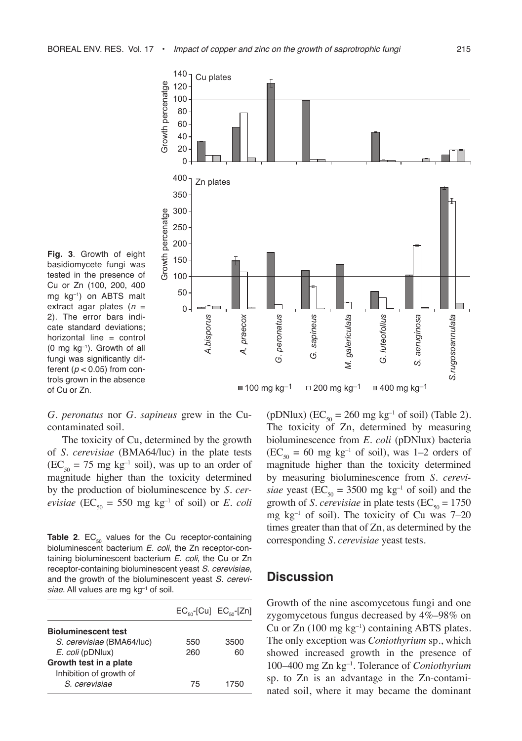**Fig. 3**. Growth of eight basidiomycete fungi was tested in the presence of Cu or Zn (100, 200, 400 mg kg$^{-1}$) on ABTS malt extract agar plates ($n$ = 2). The error bars indicate standard deviations; horizontal line = control (0 mg kg$^{-1}$). Growth of all fungi was significantly different ($p < 0.05$) from controls grown in the absence of Cu or Zn.

*G. peronatus* nor *G. sapineus* grew in the Cu-contaminated soil.

The toxicity of Cu, determined by the growth of *S. cerevisiae* (BMA64/luc) in the plate tests ($EC_{50}$ = 75 mg kg$^{-1}$ soil), was up to an order of magnitude higher than the toxicity determined by the production of bioluminescence by *S. cerevisiae* ($EC_{50}$ = 550 mg kg$^{-1}$ of soil) or *E. coli* (pDNlux) ($EC_{50}$ = 260 mg kg$^{-1}$ of soil) (Table 2). The toxicity of Zn, determined by measuring bioluminescence from *E. coli* (pDNlux) bacteria ($EC_{50}$ = 60 mg kg$^{-1}$ of soil), was 1–2 orders of magnitude higher than the toxicity determined by measuring bioluminescence from *S. cerevisiae* yeast ($EC_{50}$ = 3500 mg kg$^{-1}$ of soil) and the growth of *S. cerevisiae* in plate tests ($EC_{50}$ = 1750 mg kg$^{-1}$ of soil). The toxicity of Cu was 7–20 times greater than that of Zn, as determined by the corresponding *S. cerevisiae* yeast tests.

**Table 2**. $EC_{50}$ values for the Cu receptor-containing bioluminescent bacterium *E. coli*, the Zn receptor-containing bioluminescent bacterium *E. coli*, the Cu or Zn receptor-containing bioluminescent yeast *S. cerevisiae*, and the growth of the bioluminescent yeast *S. cerevisiae*. All values are mg kg$^{-1}$ of soil.

| | $EC_{50}$-[Cu] | $EC_{50}$-[Zn] |
|---|---|---|
| **Bioluminescent test** | | |
| *S. cerevisiae* (BMA64/luc) | 550 | 3500 |
| *E. coli* (pDNlux) | 260 | 60 |
| **Growth test in a plate** | | |
| Inhibition of growth of | | |
| *S. cerevisiae* | 75 | 1750 |

## Discussion

Growth of the nine ascomycetous fungi and one zygomycetous fungus decreased by 4%–98% on Cu or Zn (100 mg kg$^{-1}$) containing ABTS plates. The only exception was *Coniothyrium* sp., which showed increased growth in the presence of 100–400 mg Zn kg$^{-1}$. Tolerance of *Coniothyrium* sp. to Zn is an advantage in the Zn-contaminated soil, where it may became the dominant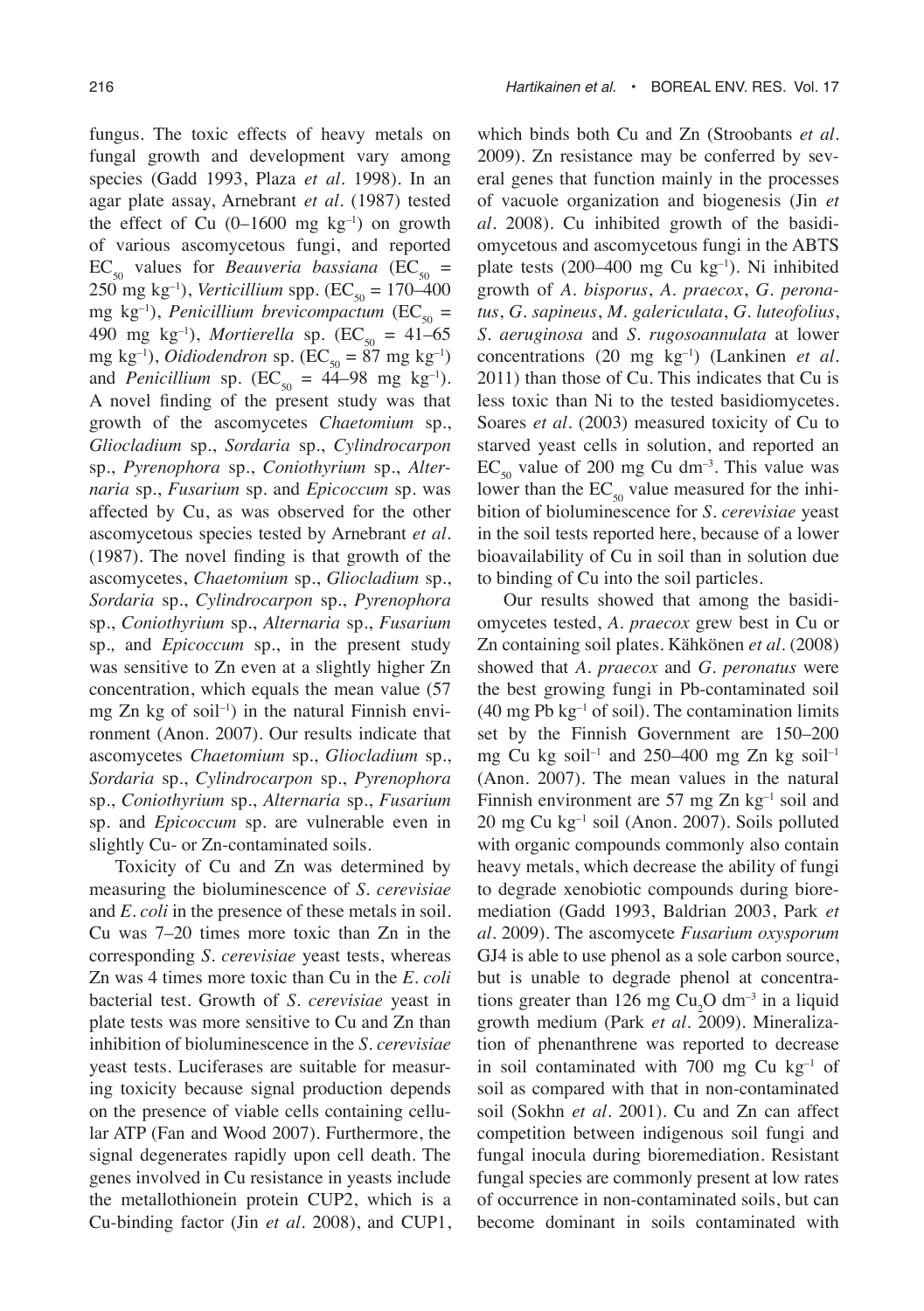fungus. The toxic effects of heavy metals on fungal growth and development vary among species (Gadd 1993, Plaza *et al*. 1998). In an agar plate assay, Arnebrant *et al*. (1987) tested the effect of Cu (0–1600 mg $kg^{-1}$) on growth of various ascomycetous fungi, and reported $EC_{50}$ values for *Beauveria bassiana* ($EC_{50}$ = 250 mg $kg^{-1}$), *Verticillium* spp. ($EC_{50}$ = 170–400 mg $kg^{-1}$), *Penicillium brevicompactum* ($EC_{50}$ = 490 mg $kg^{-1}$), *Mortierella* sp. ($EC_{50}$ = 41–65 mg $kg^{-1}$), *Oidiodendron* sp. ($EC_{50}$ = 87 mg $kg^{-1}$) and *Penicillium* sp. ($EC_{50}$ = 44–98 mg $kg^{-1}$). A novel finding of the present study was that growth of the ascomycetes *Chaetomium* sp., *Gliocladium* sp., *Sordaria* sp., *Cylindrocarpon* sp., *Pyrenophora* sp., *Coniothyrium* sp., *Alternaria* sp., *Fusarium* sp. and *Epicoccum* sp. was affected by Cu, as was observed for the other ascomycetous species tested by Arnebrant *et al*. (1987). The novel finding is that growth of the ascomycetes, *Chaetomium* sp., *Gliocladium* sp., *Sordaria* sp., *Cylindrocarpon* sp., *Pyrenophora* sp., *Coniothyrium* sp., *Alternaria* sp., *Fusarium* sp., and *Epicoccum* sp., in the present study was sensitive to Zn even at a slightly higher Zn concentration, which equals the mean value (57 mg Zn kg of $soil^{-1}$) in the natural Finnish environment (Anon. 2007). Our results indicate that ascomycetes *Chaetomium* sp., *Gliocladium* sp., *Sordaria* sp., *Cylindrocarpon* sp., *Pyrenophora* sp., *Coniothyrium* sp., *Alternaria* sp., *Fusarium* sp. and *Epicoccum* sp. are vulnerable even in slightly Cu- or Zn-contaminated soils.

Toxicity of Cu and Zn was determined by measuring the bioluminescence of *S. cerevisiae* and *E. coli* in the presence of these metals in soil. Cu was 7–20 times more toxic than Zn in the corresponding *S. cerevisiae* yeast tests, whereas Zn was 4 times more toxic than Cu in the *E. coli* bacterial test. Growth of *S. cerevisiae* yeast in plate tests was more sensitive to Cu and Zn than inhibition of bioluminescence in the *S. cerevisiae* yeast tests. Luciferases are suitable for measuring toxicity because signal production depends on the presence of viable cells containing cellular ATP (Fan and Wood 2007). Furthermore, the signal degenerates rapidly upon cell death. The genes involved in Cu resistance in yeasts include the metallothionein protein CUP2, which is a Cu-binding factor (Jin *et al*. 2008), and CUP1, which binds both Cu and Zn (Stroobants *et al*. 2009). Zn resistance may be conferred by several genes that function mainly in the processes of vacuole organization and biogenesis (Jin *et al*. 2008). Cu inhibited growth of the basidiomycetous and ascomycetous fungi in the ABTS plate tests (200–400 mg Cu $kg^{-1}$). Ni inhibited growth of *A. bisporus*, *A. praecox*, *G. peronatus*, *G. sapineus*, *M. galericulata*, *G. luteofolius*, *S. aeruginosa* and *S. rugosoannulata* at lower concentrations (20 mg $kg^{-1}$) (Lankinen *et al*. 2011) than those of Cu. This indicates that Cu is less toxic than Ni to the tested basidiomycetes. Soares *et al*. (2003) measured toxicity of Cu to starved yeast cells in solution, and reported an $EC_{50}$ value of 200 mg Cu $dm^{-3}$. This value was lower than the $EC_{50}$ value measured for the inhibition of bioluminescence for *S. cerevisiae* yeast in the soil tests reported here, because of a lower bioavailability of Cu in soil than in solution due to binding of Cu into the soil particles.

Our results showed that among the basidiomycetes tested, *A. praecox* grew best in Cu or Zn containing soil plates. Kähkönen *et al*. (2008) showed that *A. praecox* and *G. peronatus* were the best growing fungi in Pb-contaminated soil (40 mg Pb $kg^{-1}$ of soil). The contamination limits set by the Finnish Government are 150–200 mg Cu kg $soil^{-1}$ and 250–400 mg Zn kg $soil^{-1}$ (Anon. 2007). The mean values in the natural Finnish environment are 57 mg Zn $kg^{-1}$ soil and 20 mg Cu $kg^{-1}$ soil (Anon. 2007). Soils polluted with organic compounds commonly also contain heavy metals, which decrease the ability of fungi to degrade xenobiotic compounds during bioremediation (Gadd 1993, Baldrian 2003, Park *et al*. 2009). The ascomycete *Fusarium oxysporum* GJ4 is able to use phenol as a sole carbon source, but is unable to degrade phenol at concentrations greater than 126 mg $Cu_2O$ $dm^{-3}$ in a liquid growth medium (Park *et al*. 2009). Mineralization of phenanthrene was reported to decrease in soil contaminated with 700 mg Cu $kg^{-1}$ of soil as compared with that in non-contaminated soil (Sokhn *et al*. 2001). Cu and Zn can affect competition between indigenous soil fungi and fungal inocula during bioremediation. Resistant fungal species are commonly present at low rates of occurrence in non-contaminated soils, but can become dominant in soils contaminated with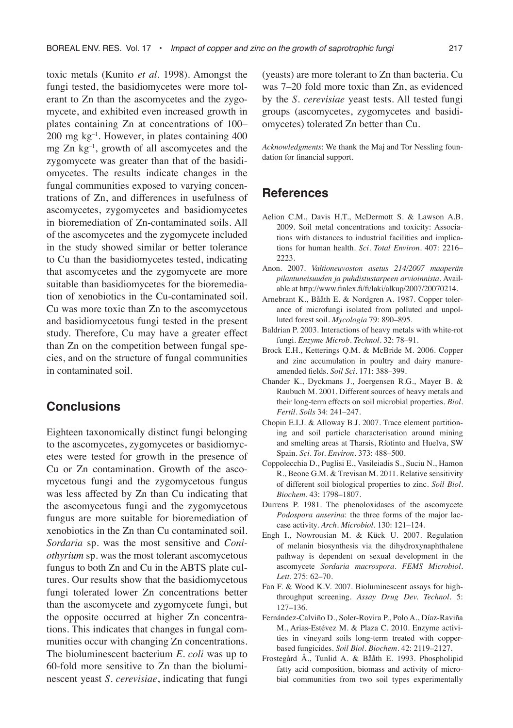toxic metals (Kunito *et al*. 1998). Amongst the fungi tested, the basidiomycetes were more tolerant to Zn than the ascomycetes and the zygomycete, and exhibited even increased growth in plates containing Zn at concentrations of 100–200 mg kg$^{-1}$. However, in plates containing 400 mg Zn kg$^{-1}$, growth of all ascomycetes and the zygomycete was greater than that of the basidiomycetes. The results indicate changes in the fungal communities exposed to varying concentrations of Zn, and differences in usefulness of ascomycetes, zygomycetes and basidiomycetes in bioremediation of Zn-contaminated soils. All of the ascomycetes and the zygomycete included in the study showed similar or better tolerance to Cu than the basidiomycetes tested, indicating that ascomycetes and the zygomycete are more suitable than basidiomycetes for the bioremediation of xenobiotics in the Cu-contaminated soil. Cu was more toxic than Zn to the ascomycetous and basidiomycetous fungi tested in the present study. Therefore, Cu may have a greater effect than Zn on the competition between fungal species, and on the structure of fungal communities in contaminated soil.

## Conclusions

Eighteen taxonomically distinct fungi belonging to the ascomycetes, zygomycetes or basidiomycetes were tested for growth in the presence of Cu or Zn contamination. Growth of the ascomycetous fungi and the zygomycetous fungus was less affected by Zn than Cu indicating that the ascomycetous fungi and the zygomycetous fungus are more suitable for bioremediation of xenobiotics in the Zn than Cu contaminated soil. *Sordaria* sp. was the most sensitive and *Coniothyrium* sp. was the most tolerant ascomycetous fungus to both Zn and Cu in the ABTS plate cultures. Our results show that the basidiomycetous fungi tolerated lower Zn concentrations better than the ascomycete and zygomycete fungi, but the opposite occurred at higher Zn concentrations. This indicates that changes in fungal communities occur with changing Zn concentrations. The bioluminescent bacterium *E. coli* was up to 60-fold more sensitive to Zn than the bioluminescent yeast *S. cerevisiae*, indicating that fungi (yeasts) are more tolerant to Zn than bacteria. Cu was 7–20 fold more toxic than Zn, as evidenced by the *S. cerevisiae* yeast tests. All tested fungi groups (ascomycetes, zygomycetes and basidiomycetes) tolerated Zn better than Cu.

*Acknowledgments*: We thank the Maj and Tor Nessling foundation for financial support.

## References

Aelion C.M., Davis H.T., McDermott S. & Lawson A.B. 2009. Soil metal concentrations and toxicity: Associations with distances to industrial facilities and implications for human health. *Sci. Total Environ.* 407: 2216–2223.

Anon. 2007. *Valtioneuvoston asetus 214/2007 maaperän pilantuneisuuden ja puhdistustarpeen arvioinnista*. Available at http://www.finlex.fi/fi/laki/alkup/2007/20070214.

Arnebrant K., Bååth E. & Nordgren A. 1987. Copper tolerance of microfungi isolated from polluted and unpolluted forest soil. *Mycologia* 79: 890–895.

Baldrian P. 2003. Interactions of heavy metals with white-rot fungi. *Enzyme Microb. Technol.* 32: 78–91.

Brock E.H., Ketterings Q.M. & McBride M. 2006. Copper and zinc accumulation in poultry and dairy manure-amended fields. *Soil Sci.* 171: 388–399.

Chander K., Dyckmans J., Joergensen R.G., Mayer B. & Raubuch M. 2001. Different sources of heavy metals and their long-term effects on soil microbial properties. *Biol. Fertil. Soils* 34: 241–247.

Chopin E.I.J. & Alloway B.J. 2007. Trace element partitioning and soil particle characterisation around mining and smelting areas at Tharsis, Ríotinto and Huelva, SW Spain. *Sci. Tot. Environ.* 373: 488–500.

Coppolecchia D., Puglisi E., Vasileiadis S., Suciu N., Hamon R., Beone G.M. & Trevisan M. 2011. Relative sensitivity of different soil biological properties to zinc. *Soil Biol. Biochem.* 43: 1798–1807.

Durrens P. 1981. The phenoloxidases of the ascomycete *Podospora anserina*: the three forms of the major laccase activity. *Arch. Microbiol.* 130: 121–124.

Engh I., Nowrousian M. & Kück U. 2007. Regulation of melanin biosynthesis via the dihydroxynaphthalene pathway is dependent on sexual development in the ascomycete *Sordaria macrospora*. *FEMS Microbiol. Lett.* 275: 62–70.

Fan F. & Wood K.V. 2007. Bioluminescent assays for high-throughput screening. *Assay Drug Dev. Technol.* 5: 127–136.

Fernández-Calviño D., Soler-Rovira P., Polo A., Díaz-Raviña M., Arias-Estévez M. & Plaza C. 2010. Enzyme activities in vineyard soils long-term treated with copper-based fungicides. *Soil Biol. Biochem.* 42: 2119–2127.

Frostegård Å., Tunlid A. & Bååth E. 1993. Phospholipid fatty acid composition, biomass and activity of microbial communities from two soil types experimentally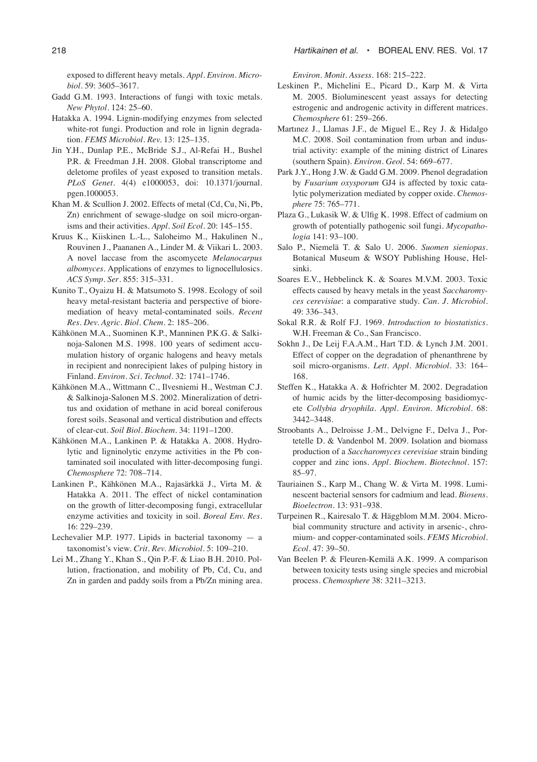exposed to different heavy metals. *Appl. Environ. Microbiol.* 59: 3605–3617.

Gadd G.M. 1993. Interactions of fungi with toxic metals. *New Phytol.* 124: 25–60.

Hatakka A. 1994. Lignin-modifying enzymes from selected white-rot fungi. Production and role in lignin degradation. *FEMS Microbiol. Rev.* 13: 125–135.

Jin Y.H., Dunlap P.E., McBride S.J., Al-Refai H., Bushel P.R. & Freedman J.H. 2008. Global transcriptome and deletome profiles of yeast exposed to transition metals. *PLoS Genet.* 4(4) e1000053, doi: 10.1371/journal.pgen.1000053.

Khan M. & Scullion J. 2002. Effects of metal (Cd, Cu, Ni, Pb, Zn) enrichment of sewage-sludge on soil micro-organisms and their activities. *Appl. Soil Ecol.* 20: 145–155.

Kruus K., Kiiskinen L.-L., Saloheimo M., Hakulinen N., Rouvinen J., Paananen A., Linder M. & Viikari L. 2003. A novel laccase from the ascomycete *Melanocarpus albomyces*. Applications of enzymes to lignocellulosics. *ACS Symp. Ser.* 855: 315–331.

Kunito T., Oyaizu H. & Matsumoto S. 1998. Ecology of soil heavy metal-resistant bacteria and perspective of bioremediation of heavy metal-contaminated soils. *Recent Res. Dev. Agric. Biol. Chem.* 2: 185–206.

Kähkönen M.A., Suominen K.P., Manninen P.K.G. & Salkinoja-Salonen M.S. 1998. 100 years of sediment accumulation history of organic halogens and heavy metals in recipient and nonrecipient lakes of pulping history in Finland. *Environ. Sci. Technol.* 32: 1741–1746.

Kähkönen M.A., Wittmann C., Ilvesniemi H., Westman C.J. & Salkinoja-Salonen M.S. 2002. Mineralization of detritus and oxidation of methane in acid boreal coniferous forest soils. Seasonal and vertical distribution and effects of clear-cut. *Soil Biol. Biochem.* 34: 1191–1200.

Kähkönen M.A., Lankinen P. & Hatakka A. 2008. Hydrolytic and ligninolytic enzyme activities in the Pb contaminated soil inoculated with litter-decomposing fungi. *Chemosphere* 72: 708–714.

Lankinen P., Kähkönen M.A., Rajasärkkä J., Virta M. & Hatakka A. 2011. The effect of nickel contamination on the growth of litter-decomposing fungi, extracellular enzyme activities and toxicity in soil. *Boreal Env. Res.* 16: 229–239.

Lechevalier M.P. 1977. Lipids in bacterial taxonomy — a taxonomist's view. *Crit. Rev. Microbiol.* 5: 109–210.

Lei M., Zhang Y., Khan S., Qin P.-F. & Liao B.H. 2010. Pollution, fractionation, and mobility of Pb, Cd, Cu, and Zn in garden and paddy soils from a Pb/Zn mining area. *Environ. Monit. Assess.* 168: 215–222.

Leskinen P., Michelini E., Picard D., Karp M. & Virta M. 2005. Bioluminescent yeast assays for detecting estrogenic and androgenic activity in different matrices. *Chemosphere* 61: 259–266.

Martınez J., Llamas J.F., de Miguel E., Rey J. & Hidalgo M.C. 2008. Soil contamination from urban and industrial activity: example of the mining district of Linares (southern Spain). *Environ. Geol.* 54: 669–677.

Park J.Y., Hong J.W. & Gadd G.M. 2009. Phenol degradation by *Fusarium oxysporum* GJ4 is affected by toxic catalytic polymerization mediated by copper oxide. *Chemosphere* 75: 765–771.

Plaza G., Lukasik W. & Ulfig K. 1998. Effect of cadmium on growth of potentially pathogenic soil fungi. *Mycopathologia* 141: 93–100.

Salo P., Niemelä T. & Salo U. 2006. *Suomen sieniopas*. Botanical Museum & WSOY Publishing House, Helsinki.

Soares E.V., Hebbelinck K. & Soares M.V.M. 2003. Toxic effects caused by heavy metals in the yeast *Saccharomyces cerevisiae*: a comparative study. *Can. J. Microbiol.* 49: 336–343.

Sokal R.R. & Rolf F.J. 1969. *Introduction to biostatistics*. W.H. Freeman & Co., San Francisco.

Sokhn J., De Leij F.A.A.M., Hart T.D. & Lynch J.M. 2001. Effect of copper on the degradation of phenanthrene by soil micro-organisms. *Lett. Appl. Microbiol.* 33: 164–168.

Steffen K., Hatakka A. & Hofrichter M. 2002. Degradation of humic acids by the litter-decomposing basidiomycete *Collybia dryophila*. *Appl. Environ. Microbiol.* 68: 3442–3448.

Stroobants A., Delroisse J.-M., Delvigne F., Delva J., Portetelle D. & Vandenbol M. 2009. Isolation and biomass production of a *Saccharomyces cerevisiae* strain binding copper and zinc ions. *Appl. Biochem. Biotechnol.* 157: 85–97.

Tauriainen S., Karp M., Chang W. & Virta M. 1998. Luminescent bacterial sensors for cadmium and lead. *Biosens. Bioelectron.* 13: 931–938.

Turpeinen R., Kairesalo T. & Häggblom M.M. 2004. Microbial community structure and activity in arsenic-, chromium- and copper-contaminated soils. *FEMS Microbiol. Ecol.* 47: 39–50.

Van Beelen P. & Fleuren-Kemilä A.K. 1999. A comparison between toxicity tests using single species and microbial process. *Chemosphere* 38: 3211–3213.